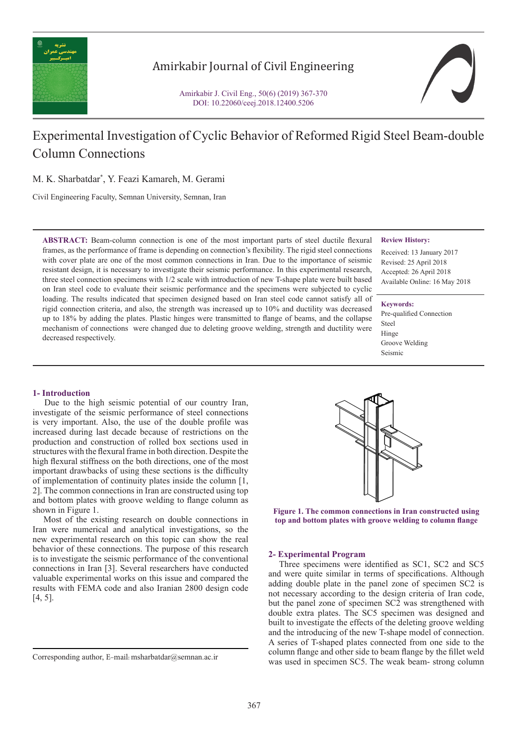Amirkabir Journal of Civil Engineering

Amirkabir J. Civil Eng., 50(6) (2019) 367-370
DOI: 10.22060/ceej.2018.12400.5206

# Experimental Investigation of Cyclic Behavior of Reformed Rigid Steel Beam-double Column Connections

M. K. Sharbatdar*, Y. Feazi Kamareh, M. Gerami

Civil Engineering Faculty, Semnan University, Semnan, Iran

**ABSTRACT:** Beam-column connection is one of the most important parts of steel ductile flexural frames, as the performance of frame is depending on connection's flexibility. The rigid steel connections with cover plate are one of the most common connections in Iran. Due to the importance of seismic resistant design, it is necessary to investigate their seismic performance. In this experimental research, three steel connection specimens with 1/2 scale with introduction of new T-shape plate were built based on Iran steel code to evaluate their seismic performance and the specimens were subjected to cyclic loading. The results indicated that specimen designed based on Iran steel code cannot satisfy all of rigid connection criteria, and also, the strength was increased up to 10% and ductility was decreased up to 18% by adding the plates. Plastic hinges were transmitted to flange of beams, and the collapse mechanism of connections were changed due to deleting groove welding, strength and ductility were decreased respectively.

**Review History:**

Received: 13 January 2017
Revised: 25 April 2018
Accepted: 26 April 2018
Available Online: 16 May 2018

**Keywords:**

Pre-qualified Connection
Steel
Hinge
Groove Welding
Seismic

## 1- Introduction

Due to the high seismic potential of our country Iran, investigate of the seismic performance of steel connections is very important. Also, the use of the double profile was increased during last decade because of restrictions on the production and construction of rolled box sections used in structures with the flexural frame in both direction. Despite the high flexural stiffness on the both directions, one of the most important drawbacks of using these sections is the difficulty of implementation of continuity plates inside the column [1, 2]. The common connections in Iran are constructed using top and bottom plates with groove welding to flange column as shown in Figure 1.

Most of the existing research on double connections in Iran were numerical and analytical investigations, so the new experimental research on this topic can show the real behavior of these connections. The purpose of this research is to investigate the seismic performance of the conventional connections in Iran [3]. Several researchers have conducted valuable experimental works on this issue and compared the results with FEMA code and also Iranian 2800 design code [4, 5].

**Figure 1. The common connections in Iran constructed using top and bottom plates with groove welding to column flange**

## 2- Experimental Program

Three specimens were identified as SC1, SC2 and SC5 and were quite similar in terms of specifications. Although adding double plate in the panel zone of specimen SC2 is not necessary according to the design criteria of Iran code, but the panel zone of specimen SC2 was strengthened with double extra plates. The SC5 specimen was designed and built to investigate the effects of the deleting groove welding and the introducing of the new T-shape model of connection. A series of T-shaped plates connected from one side to the column flange and other side to beam flange by the fillet weld was used in specimen SC5. The weak beam- strong column

Corresponding author, E-mail: msharbatdar@semnan.ac.ir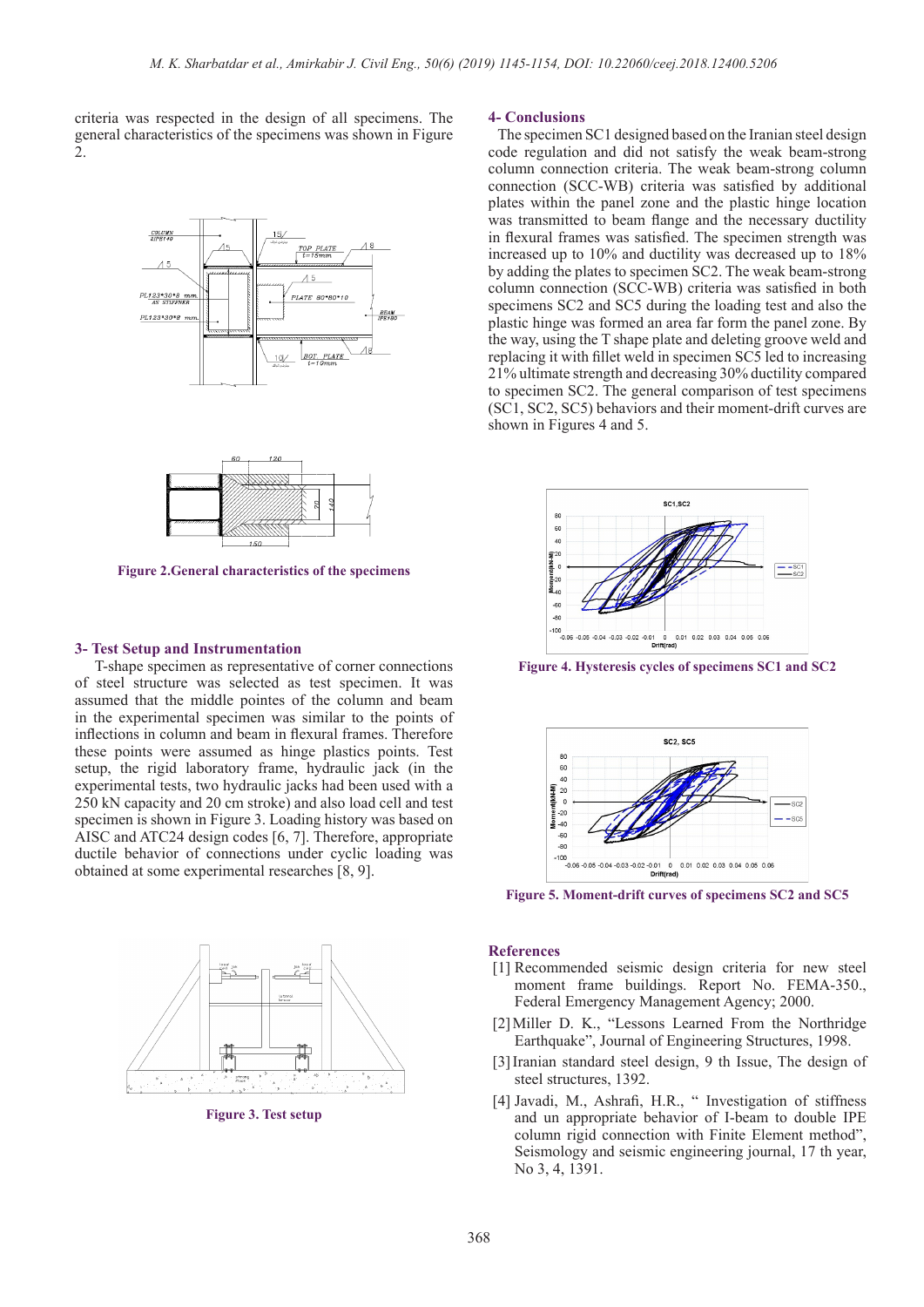criteria was respected in the design of all specimens. The general characteristics of the specimens was shown in Figure 2.

Figure 2.General characteristics of the specimens

## 3- Test Setup and Instrumentation

T-shape specimen as representative of corner connections of steel structure was selected as test specimen. It was assumed that the middle pointes of the column and beam in the experimental specimen was similar to the points of inflections in column and beam in flexural frames. Therefore these points were assumed as hinge plastics points. Test setup, the rigid laboratory frame, hydraulic jack (in the experimental tests, two hydraulic jacks had been used with a 250 kN capacity and 20 cm stroke) and also load cell and test specimen is shown in Figure 3. Loading history was based on AISC and ATC24 design codes [6, 7]. Therefore, appropriate ductile behavior of connections under cyclic loading was obtained at some experimental researches [8, 9].

Figure 3. Test setup

## 4- Conclusions

The specimen SC1 designed based on the Iranian steel design code regulation and did not satisfy the weak beam-strong column connection criteria. The weak beam-strong column connection (SCC-WB) criteria was satisfied by additional plates within the panel zone and the plastic hinge location was transmitted to beam flange and the necessary ductility in flexural frames was satisfied. The specimen strength was increased up to 10% and ductility was decreased up to 18% by adding the plates to specimen SC2. The weak beam-strong column connection (SCC-WB) criteria was satisfied in both specimens SC2 and SC5 during the loading test and also the plastic hinge was formed an area far form the panel zone. By the way, using the T shape plate and deleting groove weld and replacing it with fillet weld in specimen SC5 led to increasing 21% ultimate strength and decreasing 30% ductility compared to specimen SC2. The general comparison of test specimens (SC1, SC2, SC5) behaviors and their moment-drift curves are shown in Figures 4 and 5.

Figure 4. Hysteresis cycles of specimens SC1 and SC2

Figure 5. Moment-drift curves of specimens SC2 and SC5

## References

[1] Recommended seismic design criteria for new steel moment frame buildings. Report No. FEMA-350., Federal Emergency Management Agency; 2000.

[2] Miller D. K., "Lessons Learned From the Northridge Earthquake", Journal of Engineering Structures, 1998.

[3] Iranian standard steel design, 9 th Issue, The design of steel structures, 1392.

[4] Javadi, M., Ashrafi, H.R., " Investigation of stiffness and un appropriate behavior of I-beam to double IPE column rigid connection with Finite Element method", Seismology and seismic engineering journal, 17 th year, No 3, 4, 1391.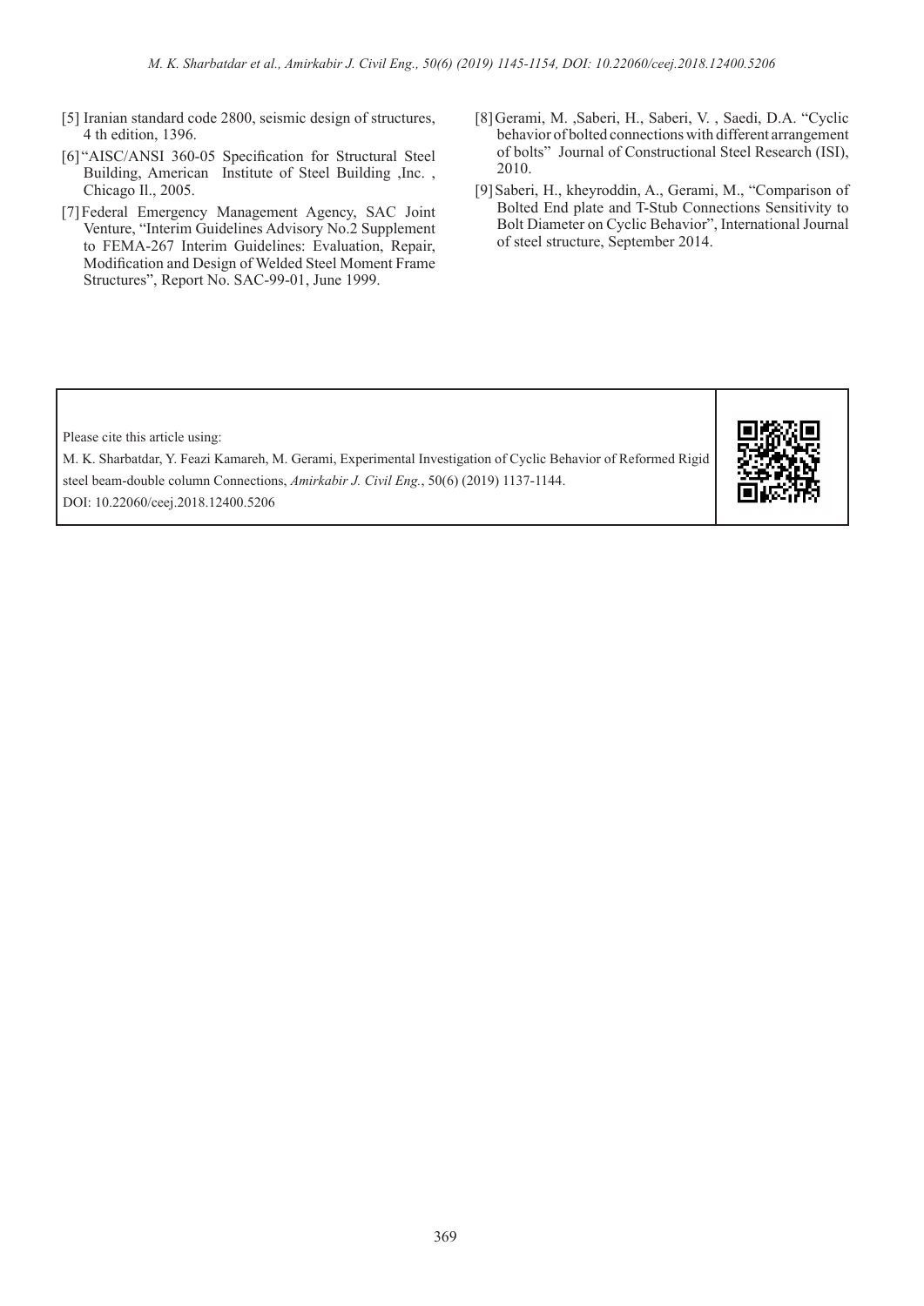[5] Iranian standard code 2800, seismic design of structures, 4 th edition, 1396.

[6] "AISC/ANSI 360-05 Specification for Structural Steel Building, American Institute of Steel Building ,Inc. , Chicago Il., 2005.

[7] Federal Emergency Management Agency, SAC Joint Venture, "Interim Guidelines Advisory No.2 Supplement to FEMA-267 Interim Guidelines: Evaluation, Repair, Modification and Design of Welded Steel Moment Frame Structures", Report No. SAC-99-01, June 1999.

[8] Gerami, M. ,Saberi, H., Saberi, V. , Saedi, D.A. "Cyclic behavior of bolted connections with different arrangement of bolts" Journal of Constructional Steel Research (ISI), 2010.

[9] Saberi, H., kheyroddin, A., Gerami, M., "Comparison of Bolted End plate and T-Stub Connections Sensitivity to Bolt Diameter on Cyclic Behavior", International Journal of steel structure, September 2014.

Please cite this article using:

M. K. Sharbatdar, Y. Feazi Kamareh, M. Gerami, Experimental Investigation of Cyclic Behavior of Reformed Rigid steel beam-double column Connections, *Amirkabir J. Civil Eng.*, 50(6) (2019) 1137-1144.

DOI: 10.22060/ceej.2018.12400.5206